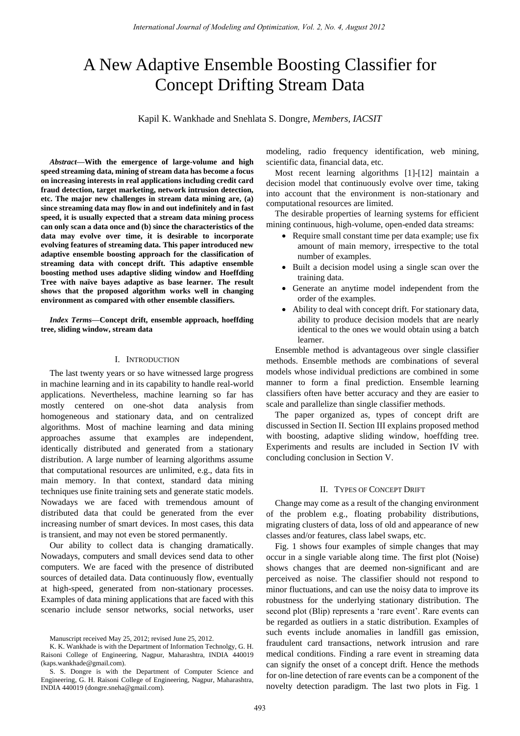# A New Adaptive Ensemble Boosting Classifier for Concept Drifting Stream Data

Kapil K. Wankhade and Snehlata S. Dongre, *Members, IACSIT*

***Abstract*—With the emergence of large-volume and high speed streaming data, mining of stream data has become a focus on increasing interests in real applications including credit card fraud detection, target marketing, network intrusion detection, etc. The major new challenges in stream data mining are, (a) since streaming data may flow in and out indefinitely and in fast speed, it is usually expected that a stream data mining process can only scan a data once and (b) since the characteristics of the data may evolve over time, it is desirable to incorporate evolving features of streaming data. This paper introduced new adaptive ensemble boosting approach for the classification of streaming data with concept drift. This adaptive ensemble boosting method uses adaptive sliding window and Hoeffding Tree with naïve bayes adaptive as base learner. The result shows that the proposed algorithm works well in changing environment as compared with other ensemble classifiers.**

***Index Terms*—Concept drift, ensemble approach, hoeffding tree, sliding window, stream data**

## I. Introduction

The last twenty years or so have witnessed large progress in machine learning and in its capability to handle real-world applications. Nevertheless, machine learning so far has mostly centered on one-shot data analysis from homogeneous and stationary data, and on centralized algorithms. Most of machine learning and data mining approaches assume that examples are independent, identically distributed and generated from a stationary distribution. A large number of learning algorithms assume that computational resources are unlimited, e.g., data fits in main memory. In that context, standard data mining techniques use finite training sets and generate static models. Nowadays we are faced with tremendous amount of distributed data that could be generated from the ever increasing number of smart devices. In most cases, this data is transient, and may not even be stored permanently.

Our ability to collect data is changing dramatically. Nowadays, computers and small devices send data to other computers. We are faced with the presence of distributed sources of detailed data. Data continuously flow, eventually at high-speed, generated from non-stationary processes. Examples of data mining applications that are faced with this scenario include sensor networks, social networks, user modeling, radio frequency identification, web mining, scientific data, financial data, etc.

Most recent learning algorithms [1]-[12] maintain a decision model that continuously evolve over time, taking into account that the environment is non-stationary and computational resources are limited.

The desirable properties of learning systems for efficient mining continuous, high-volume, open-ended data streams:

- Require small constant time per data example; use fix amount of main memory, irrespective to the total number of examples.
- Built a decision model using a single scan over the training data.
- Generate an anytime model independent from the order of the examples.
- Ability to deal with concept drift. For stationary data, ability to produce decision models that are nearly identical to the ones we would obtain using a batch learner.

Ensemble method is advantageous over single classifier methods. Ensemble methods are combinations of several models whose individual predictions are combined in some manner to form a final prediction. Ensemble learning classifiers often have better accuracy and they are easier to scale and parallelize than single classifier methods.

The paper organized as, types of concept drift are discussed in Section II. Section III explains proposed method with boosting, adaptive sliding window, hoeffding tree. Experiments and results are included in Section IV with concluding conclusion in Section V.

## II. Types of Concept Drift

Change may come as a result of the changing environment of the problem e.g., floating probability distributions, migrating clusters of data, loss of old and appearance of new classes and/or features, class label swaps, etc.

Fig. 1 shows four examples of simple changes that may occur in a single variable along time. The first plot (Noise) shows changes that are deemed non-significant and are perceived as noise. The classifier should not respond to minor fluctuations, and can use the noisy data to improve its robustness for the underlying stationary distribution. The second plot (Blip) represents a 'rare event'. Rare events can be regarded as outliers in a static distribution. Examples of such events include anomalies in landfill gas emission, fraudulent card transactions, network intrusion and rare medical conditions. Finding a rare event in streaming data can signify the onset of a concept drift. Hence the methods for on-line detection of rare events can be a component of the novelty detection paradigm. The last two plots in Fig. 1

---

Manuscript received May 25, 2012; revised June 25, 2012.

K. K. Wankhade is with the Department of Information Technolgy, G. H. Raisoni College of Engineering, Nagpur, Maharashtra, INDIA 440019 (kaps.wankhade@gmail.com).

S. S. Dongre is with the Department of Computer Science and Engineering, G. H. Raisoni College of Engineering, Nagpur, Maharashtra, INDIA 440019 (dongre.sneha@gmail.com).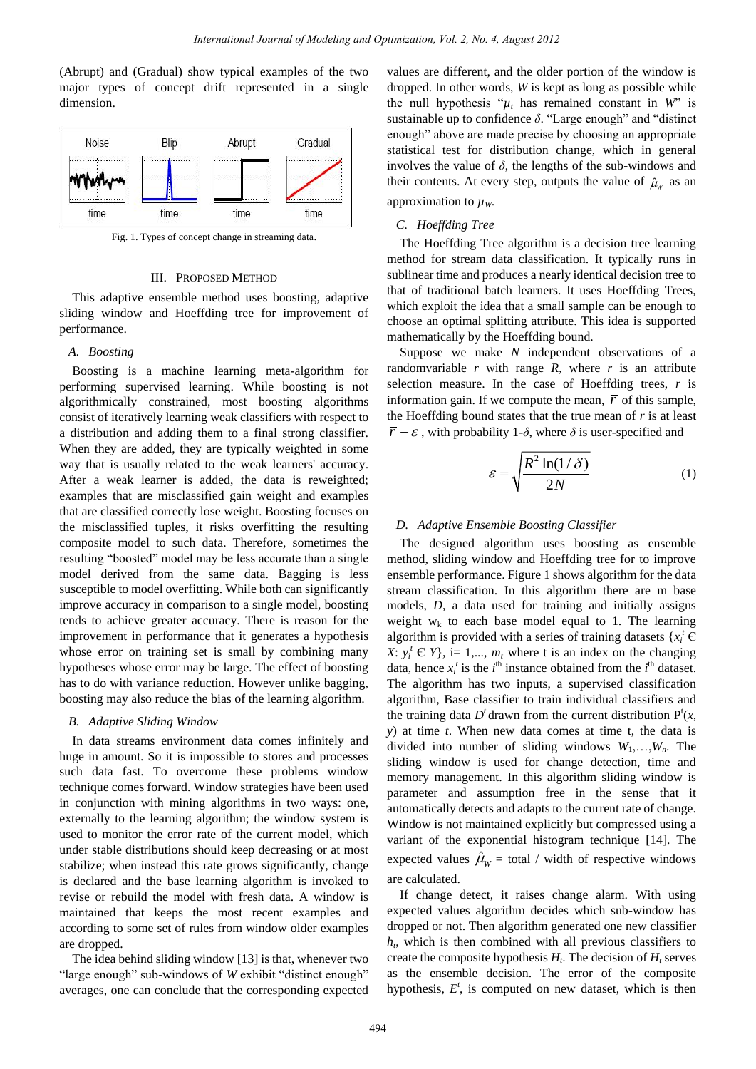(Abrupt) and (Gradual) show typical examples of the two major types of concept drift represented in a single dimension.

Fig. 1. Types of concept change in streaming data.

## III. Proposed Method

This adaptive ensemble method uses boosting, adaptive sliding window and Hoeffding tree for improvement of performance.

### *A. Boosting*

Boosting is a machine learning meta-algorithm for performing supervised learning. While boosting is not algorithmically constrained, most boosting algorithms consist of iteratively learning weak classifiers with respect to a distribution and adding them to a final strong classifier. When they are added, they are typically weighted in some way that is usually related to the weak learners' accuracy. After a weak learner is added, the data is reweighted; examples that are misclassified gain weight and examples that are classified correctly lose weight. Boosting focuses on the misclassified tuples, it risks overfitting the resulting composite model to such data. Therefore, sometimes the resulting "boosted" model may be less accurate than a single model derived from the same data. Bagging is less susceptible to model overfitting. While both can significantly improve accuracy in comparison to a single model, boosting tends to achieve greater accuracy. There is reason for the improvement in performance that it generates a hypothesis whose error on training set is small by combining many hypotheses whose error may be large. The effect of boosting has to do with variance reduction. However unlike bagging, boosting may also reduce the bias of the learning algorithm.

### *B. Adaptive Sliding Window*

In data streams environment data comes infinitely and huge in amount. So it is impossible to stores and processes such data fast. To overcome these problems window technique comes forward. Window strategies have been used in conjunction with mining algorithms in two ways: one, externally to the learning algorithm; the window system is used to monitor the error rate of the current model, which under stable distributions should keep decreasing or at most stabilize; when instead this rate grows significantly, change is declared and the base learning algorithm is invoked to revise or rebuild the model with fresh data. A window is maintained that keeps the most recent examples and according to some set of rules from window older examples are dropped.

The idea behind sliding window [13] is that, whenever two "large enough" sub-windows of $W$ exhibit "distinct enough" averages, one can conclude that the corresponding expected values are different, and the older portion of the window is dropped. In other words, $W$ is kept as long as possible while the null hypothesis "$\mu_t$ has remained constant in $W$" is sustainable up to confidence $\delta$. "Large enough" and "distinct enough" above are made precise by choosing an appropriate statistical test for distribution change, which in general involves the value of $\delta$, the lengths of the sub-windows and their contents. At every step, outputs the value of $\hat{\mu}_W$ as an approximation to $\mu_W$.

### *C. Hoeffding Tree*

The Hoeffding Tree algorithm is a decision tree learning method for stream data classification. It typically runs in sublinear time and produces a nearly identical decision tree to that of traditional batch learners. It uses Hoeffding Trees, which exploit the idea that a small sample can be enough to choose an optimal splitting attribute. This idea is supported mathematically by the Hoeffding bound.

Suppose we make $N$ independent observations of a randomvariable $r$ with range $R$, where $r$ is an attribute selection measure. In the case of Hoeffding trees, $r$ is information gain. If we compute the mean, $\bar{r}$ of this sample, the Hoeffding bound states that the true mean of $r$ is at least $\bar{r}-\varepsilon$, with probability 1-$\delta$, where $\delta$ is user-specified and

$$\varepsilon=\sqrt{\frac{R^2\ln(1/\delta)}{2N}} \tag{1}$$

### *D. Adaptive Ensemble Boosting Classifier*

The designed algorithm uses boosting as ensemble method, sliding window and Hoeffding tree for to improve ensemble performance. Figure 1 shows algorithm for the data stream classification. In this algorithm there are m base models, $D$, a data used for training and initially assigns weight $w_k$ to each base model equal to 1. The learning algorithm is provided with a series of training datasets $\{x_i^t \in X: y_i^t \in Y\}$, i= 1,..., $m_t$ where t is an index on the changing data, hence $x_i^t$ is the $i^{th}$ instance obtained from the $i^{th}$ dataset. The algorithm has two inputs, a supervised classification algorithm, Base classifier to train individual classifiers and the training data $D^t$ drawn from the current distribution $P^t(x, y)$ at time $t$. When new data comes at time t, the data is divided into number of sliding windows $W_1,\ldots,W_n$. The sliding window is used for change detection, time and memory management. In this algorithm sliding window is parameter and assumption free in the sense that it automatically detects and adapts to the current rate of change. Window is not maintained explicitly but compressed using a variant of the exponential histogram technique [14]. The expected values $\hat{\mu}_W$ = total / width of respective windows are calculated.

If change detect, it raises change alarm. With using expected values algorithm decides which sub-window has dropped or not. Then algorithm generated one new classifier $h_t$, which is then combined with all previous classifiers to create the composite hypothesis $H_t$. The decision of $H_t$ serves as the ensemble decision. The error of the composite hypothesis, $E^t$, is computed on new dataset, which is then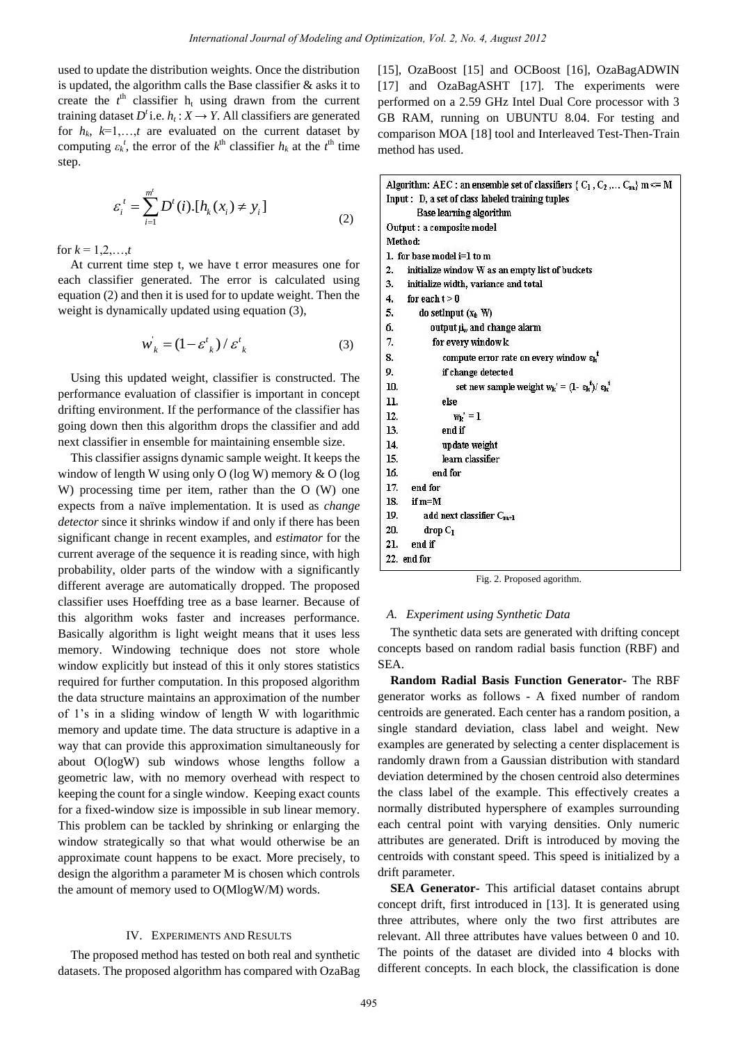used to update the distribution weights. Once the distribution is updated, the algorithm calls the Base classifier & asks it to create the $t^{th}$ classifier $h_t$ using drawn from the current training dataset $D^t$ i.e. $h_t : X \rightarrow Y$. All classifiers are generated for $h_k$, $k$=1,…,$t$ are evaluated on the current dataset by computing $\varepsilon_k^t$, the error of the $k^{th}$ classifier $h_k$ at the $t^{th}$ time step.

$$\varepsilon_i^t = \sum_{i=1}^{m^t} D^t(i).[h_k(x_i) \neq y_i] \tag{2}$$

for $k = 1,2,…,t$

At current time step t, we have t error measures one for each classifier generated. The error is calculated using equation (2) and then it is used for to update weight. Then the weight is dynamically updated using equation (3),

$$w_k^{'} = (1 - \varepsilon^t_k) / \varepsilon^t_k \tag{3}$$

Using this updated weight, classifier is constructed. The performance evaluation of classifier is important in concept drifting environment. If the performance of the classifier has going down then this algorithm drops the classifier and add next classifier in ensemble for maintaining ensemble size.

This classifier assigns dynamic sample weight. It keeps the window of length W using only O (log W) memory & O (log W) processing time per item, rather than the O (W) one expects from a naïve implementation. It is used as *change detector* since it shrinks window if and only if there has been significant change in recent examples, and *estimator* for the current average of the sequence it is reading since, with high probability, older parts of the window with a significantly different average are automatically dropped. The proposed classifier uses Hoeffding tree as a base learner. Because of this algorithm woks faster and increases performance. Basically algorithm is light weight means that it uses less memory. Windowing technique does not store whole window explicitly but instead of this it only stores statistics required for further computation. In this proposed algorithm the data structure maintains an approximation of the number of 1's in a sliding window of length W with logarithmic memory and update time. The data structure is adaptive in a way that can provide this approximation simultaneously for about O(logW) sub windows whose lengths follow a geometric law, with no memory overhead with respect to keeping the count for a single window. Keeping exact counts for a fixed-window size is impossible in sub linear memory. This problem can be tackled by shrinking or enlarging the window strategically so that what would otherwise be an approximate count happens to be exact. More precisely, to design the algorithm a parameter M is chosen which controls the amount of memory used to O(MlogW/M) words.

## IV. Experiments and Results

The proposed method has tested on both real and synthetic datasets. The proposed algorithm has compared with OzaBag [15], OzaBoost [15] and OCBoost [16], OzaBagADWIN [17] and OzaBagASHT [17]. The experiments were performed on a 2.59 GHz Intel Dual Core processor with 3 GB RAM, running on UBUNTU 8.04. For testing and comparison MOA [18] tool and Interleaved Test-Then-Train method has used.

```
Algorithm: AEC : an ensemble set of classifiers { C1 , C2 ,… Cm} m <= M
Input :  D, a set of class labeled training tuples
         Base learning algorithm
Output : a composite model
Method:
1.  for base model i=1 to m
2.     initialize window W as an empty list of buckets
3.     initialize width, variance and total
4.     for each t > 0
5.        do setInput (xt, W)
6.           output μw and change alarm
7.           for every window k
8.              compute error rate on every window εk^t
9.              if change detected
10.                set new sample weight wk' = (1- εk^t)/ εk^t
11.             else
12.                wk' = 1
13.             end if
14.             update weight
15.             learn classifier
16.          end for
17.    end for
18.    if m=M
19.       add next classifier Cm+1
20.       drop C1
21.    end if
22. end for
```

Fig. 2. Proposed agorithm.

### A. Experiment using Synthetic Data

The synthetic data sets are generated with drifting concept concepts based on random radial basis function (RBF) and SEA.

**Random Radial Basis Function Generator-** The RBF generator works as follows - A fixed number of random centroids are generated. Each center has a random position, a single standard deviation, class label and weight. New examples are generated by selecting a center displacement is randomly drawn from a Gaussian distribution with standard deviation determined by the chosen centroid also determines the class label of the example. This effectively creates a normally distributed hypersphere of examples surrounding each central point with varying densities. Only numeric attributes are generated. Drift is introduced by moving the centroids with constant speed. This speed is initialized by a drift parameter.

**SEA Generator-** This artificial dataset contains abrupt concept drift, first introduced in [13]. It is generated using three attributes, where only the two first attributes are relevant. All three attributes have values between 0 and 10. The points of the dataset are divided into 4 blocks with different concepts. In each block, the classification is done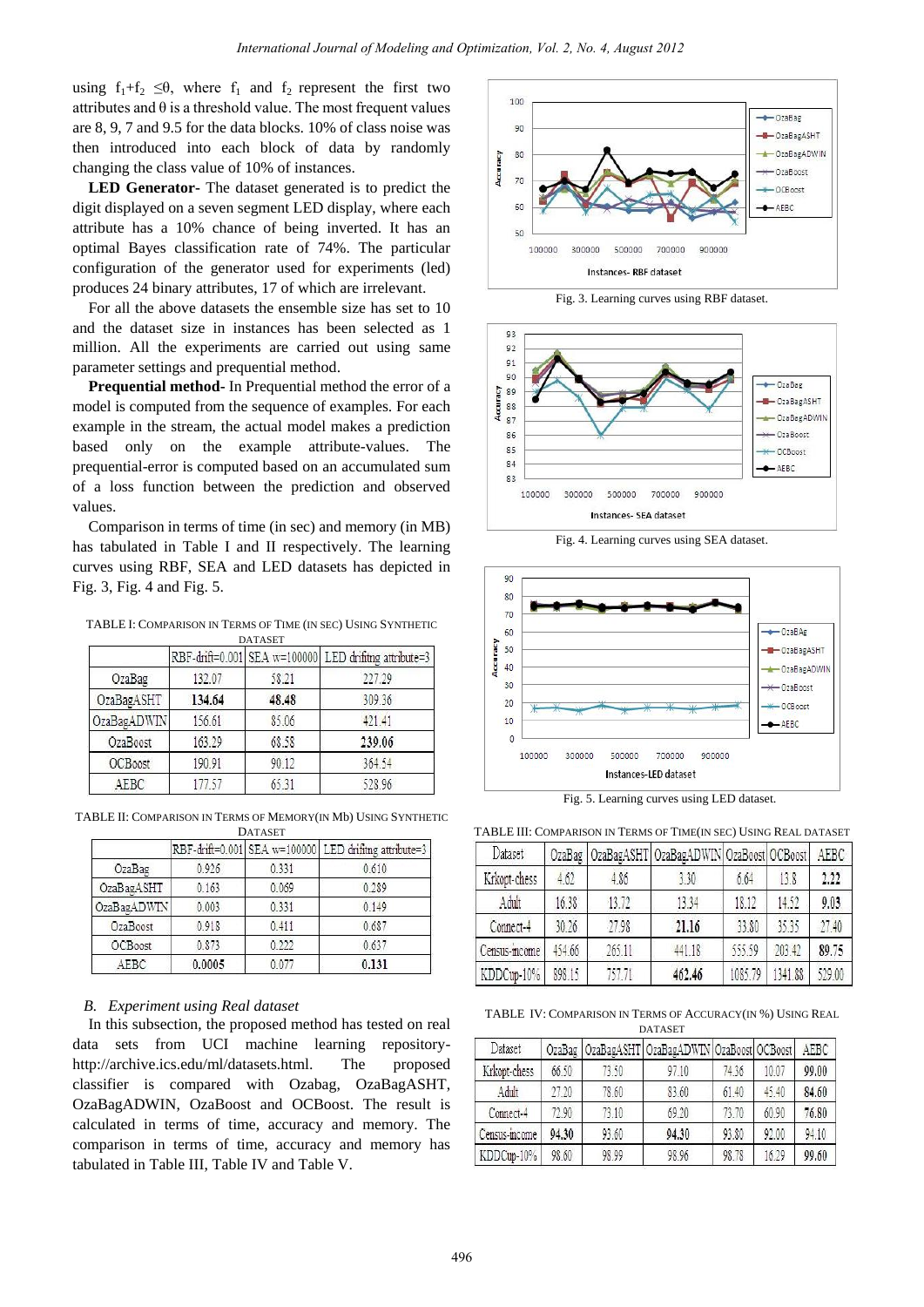using $f_1+f_2 \leq \theta$, where $f_1$ and $f_2$ represent the first two attributes and $\theta$ is a threshold value. The most frequent values are 8, 9, 7 and 9.5 for the data blocks. 10% of class noise was then introduced into each block of data by randomly changing the class value of 10% of instances.

**LED Generator-** The dataset generated is to predict the digit displayed on a seven segment LED display, where each attribute has a 10% chance of being inverted. It has an optimal Bayes classification rate of 74%. The particular configuration of the generator used for experiments (led) produces 24 binary attributes, 17 of which are irrelevant.

For all the above datasets the ensemble size has set to 10 and the dataset size in instances has been selected as 1 million. All the experiments are carried out using same parameter settings and prequential method.

**Prequential method-** In Prequential method the error of a model is computed from the sequence of examples. For each example in the stream, the actual model makes a prediction based only on the example attribute-values. The prequential-error is computed based on an accumulated sum of a loss function between the prediction and observed values.

Comparison in terms of time (in sec) and memory (in MB) has tabulated in Table I and II respectively. The learning curves using RBF, SEA and LED datasets has depicted in Fig. 3, Fig. 4 and Fig. 5.

TABLE I: COMPARISON IN TERMS OF TIME (IN SEC) USING SYNTHETIC DATASET

| | RBF-drift=0.001 | SEA w=100000 | LED drifting attribute=3 |
|---|---|---|---|
| OzaBag | 132.07 | 58.21 | 227.29 |
| OzaBagASHT | **134.64** | **48.48** | 309.36 |
| OzaBagADWIN | 156.61 | 85.06 | 421.41 |
| OzaBoost | 163.29 | 68.58 | **239.06** |
| OCBoost | 190.91 | 90.12 | 364.54 |
| AEBC | 177.57 | 65.31 | 528.96 |

TABLE II: COMPARISON IN TERMS OF MEMORY(IN Mb) USING SYNTHETIC DATASET

| | RBF-drift=0.001 | SEA w=100000 | LED drifting attribute=3 |
|---|---|---|---|
| OzaBag | 0.926 | 0.331 | 0.610 |
| OzaBagASHT | 0.163 | 0.069 | 0.289 |
| OzaBagADWIN | 0.003 | 0.331 | 0.149 |
| OzaBoost | 0.918 | 0.411 | 0.687 |
| OCBoost | 0.873 | 0.222 | 0.637 |
| AEBC | **0.0005** | 0.077 | **0.131** |

### *B. Experiment using Real dataset*

In this subsection, the proposed method has tested on real data sets from UCI machine learning repository-http://archive.ics.edu/ml/datasets.html. The proposed classifier is compared with Ozabag, OzaBagASHT, OzaBagADWIN, OzaBoost and OCBoost. The result is calculated in terms of time, accuracy and memory. The comparison in terms of time, accuracy and memory has tabulated in Table III, Table IV and Table V.

Fig. 3. Learning curves using RBF dataset.

Fig. 4. Learning curves using SEA dataset.

Fig. 5. Learning curves using LED dataset.

TABLE III: COMPARISON IN TERMS OF TIME(IN SEC) USING REAL DATASET

| Dataset | OzaBag | OzaBagASHT | OzaBagADWIN | OzaBoost | OCBoost | AEBC |
|---|---|---|---|---|---|---|
| Krkopt-chess | 4.62 | 4.86 | 3.30 | 6.64 | 13.8 | **2.22** |
| Adult | 16.38 | 13.72 | 13.34 | 18.12 | 14.52 | **9.03** |
| Connect-4 | 30.26 | 27.98 | **21.16** | 33.80 | 35.35 | 27.40 |
| Census-income | 454.66 | 265.11 | 441.18 | 555.59 | 203.42 | **89.75** |
| KDDCup-10% | 898.15 | 757.71 | **462.46** | 1085.79 | 1341.88 | 529.00 |

TABLE IV: COMPARISON IN TERMS OF ACCURACY(IN %) USING REAL DATASET

| Dataset | OzaBag | OzaBagASHT | OzaBagADWIN | OzaBoost | OCBoost | AEBC |
|---|---|---|---|---|---|---|
| Krkopt-chess | 66.50 | 73.50 | 97.10 | 74.36 | 10.07 | **99.00** |
| Adult | 27.20 | 78.60 | 83.60 | 61.40 | 45.40 | **84.60** |
| Connect-4 | 72.90 | 73.10 | 69.20 | 73.70 | 60.90 | **76.80** |
| Census-income | **94.30** | 93.60 | **94.30** | 93.80 | 92.00 | 94.10 |
| KDDCup-10% | 98.60 | 98.99 | 98.96 | 98.78 | 16.29 | **99.60** |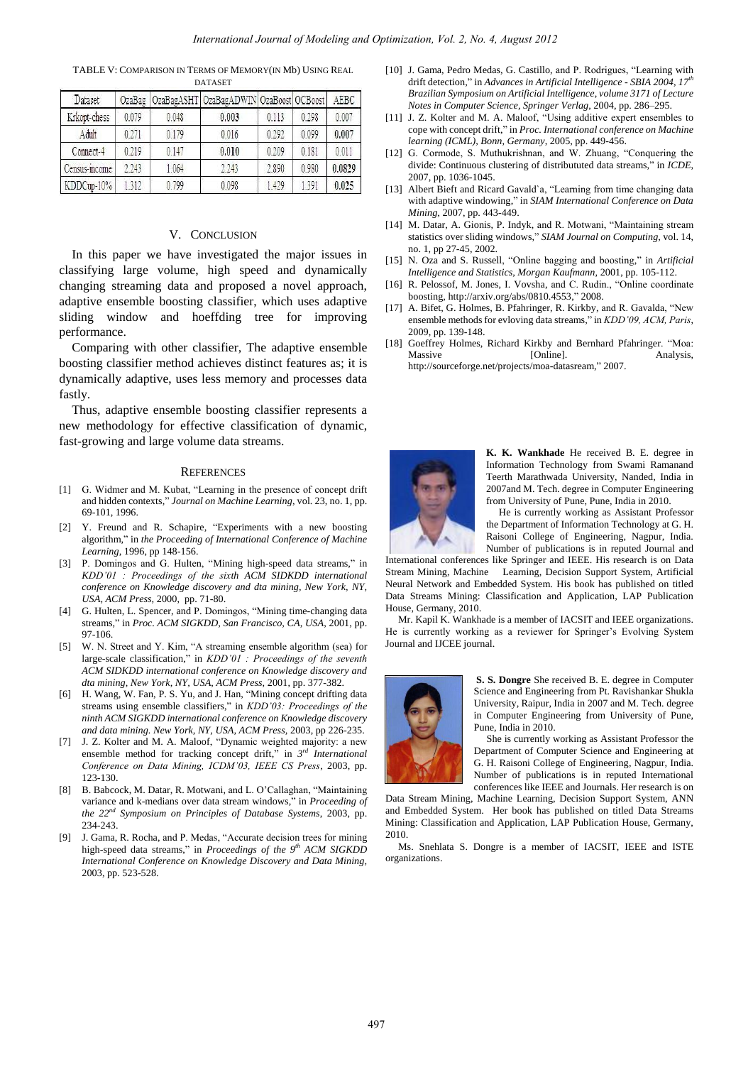TABLE V: COMPARISON IN TERMS OF MEMORY(IN Mb) USING REAL DATASET

| Dataset | OzaBag | OzaBagASHT | OzaBagADWIN | OzaBoost | OCBoost | AEBC |
|---|---|---|---|---|---|---|
| Krkopt-chess | 0.079 | 0.048 | **0.003** | 0.113 | 0.298 | 0.007 |
| Adult | 0.271 | 0.179 | 0.016 | 0.292 | 0.099 | **0.007** |
| Connect-4 | 0.219 | 0.147 | **0.010** | 0.209 | 0.181 | 0.011 |
| Census-income | 2.243 | 1.064 | 2.243 | 2.890 | 0.980 | **0.0829** |
| KDDCup-10% | 1.312 | 0.799 | 0.098 | 1.429 | 1.391 | **0.025** |

## V. CONCLUSION

In this paper we have investigated the major issues in classifying large volume, high speed and dynamically changing streaming data and proposed a novel approach, adaptive ensemble boosting classifier, which uses adaptive sliding window and hoeffding tree for improving performance.

Comparing with other classifier, The adaptive ensemble boosting classifier method achieves distinct features as; it is dynamically adaptive, uses less memory and processes data fastly.

Thus, adaptive ensemble boosting classifier represents a new methodology for effective classification of dynamic, fast-growing and large volume data streams.

## REFERENCES

[1] G. Widmer and M. Kubat, "Learning in the presence of concept drift and hidden contexts," *Journal on Machine Learning*, vol. 23, no. 1, pp. 69-101, 1996.

[2] Y. Freund and R. Schapire, "Experiments with a new boosting algorithm," in *the Proceeding of International Conference of Machine Learning*, 1996, pp 148-156.

[3] P. Domingos and G. Hulten, "Mining high-speed data streams," in *KDD'01 : Proceedings of the sixth ACM SIDKDD international conference on Knowledge discovery and dta mining, New York, NY, USA, ACM Press*, 2000, pp. 71-80.

[4] G. Hulten, L. Spencer, and P. Domingos, "Mining time-changing data streams," in *Proc. ACM SIGKDD, San Francisco, CA, USA*, 2001, pp. 97-106.

[5] W. N. Street and Y. Kim, "A streaming ensemble algorithm (sea) for large-scale classification," in *KDD'01 : Proceedings of the seventh ACM SIDKDD international conference on Knowledge discovery and data mining, New York, NY, USA, ACM Press*, 2001, pp. 377-382.

[6] H. Wang, W. Fan, P. S. Yu, and J. Han, "Mining concept drifting data streams using ensemble classifiers," in *KDD'03: Proceedings of the ninth ACM SIGKDD international conference on Knowledge discovery and data mining. New York, NY, USA, ACM Press*, 2003, pp 226-235.

[7] J. Z. Kolter and M. A. Maloof, "Dynamic weighted majority: a new ensemble method for tracking concept drift," in *3rd International Conference on Data Mining, ICDM'03, IEEE CS Press*, 2003, pp. 123-130.

[8] B. Babcock, M. Datar, R. Motwani, and L. O'Callaghan, "Maintaining variance and k-medians over data stream windows," in *Proceeding of the 22nd Symposium on Principles of Database Systems*, 2003, pp. 234-243.

[9] J. Gama, R. Rocha, and P. Medas, "Accurate decision trees for mining high-speed data streams," in *Proceedings of the 9th ACM SIGKDD International Conference on Knowledge Discovery and Data Mining*, 2003, pp. 523-528.

[10] J. Gama, Pedro Medas, G. Castillo, and P. Rodrigues, "Learning with drift detection," in *Advances in Artificial Intelligence - SBIA 2004, 17th Brazilian Symposium on Artificial Intelligence, volume 3171 of Lecture Notes in Computer Science, Springer Verlag*, 2004, pp. 286–295.

[11] J. Z. Kolter and M. A. Maloof, "Using additive expert ensembles to cope with concept drift," in *Proc. International conference on Machine learning (ICML), Bonn, Germany*, 2005, pp. 449-456.

[12] G. Cormode, S. Muthukrishnan, and W. Zhuang, "Conquering the divide: Continuous clustering of distribututed data streams," in *ICDE*, 2007, pp. 1036-1045.

[13] Albert Bieft and Ricard Gavald`a, "Learning from time changing data with adaptive windowing," in *SIAM International Conference on Data Mining*, 2007, pp. 443-449.

[14] M. Datar, A. Gionis, P. Indyk, and R. Motwani, "Maintaining stream statistics over sliding windows," *SIAM Journal on Computing*, vol. 14, no. 1, pp 27-45, 2002.

[15] N. Oza and S. Russell, "Online bagging and boosting," in *Artificial Intelligence and Statistics, Morgan Kaufmann*, 2001, pp. 105-112.

[16] R. Pelossof, M. Jones, I. Vovsha, and C. Rudin., "Online coordinate boosting, http://arxiv.org/abs/0810.4553," 2008.

[17] A. Bifet, G. Holmes, B. Pfahringer, R. Kirkby, and R. Gavalda, "New ensemble methods for evloving data streams," in *KDD'09, ACM, Paris*, 2009, pp. 139-148.

[18] Goeffrey Holmes, Richard Kirkby and Bernhard Pfahringer. "Moa: Massive [Online]. Analysis, http://sourceforge.net/projects/moa-datasream," 2007.

**K. K. Wankhade** He received B. E. degree in Information Technology from Swami Ramanand Teerth Marathwada University, Nanded, India in 2007and M. Tech. degree in Computer Engineering from University of Pune, Pune, India in 2010.

He is currently working as Assistant Professor the Department of Information Technology at G. H. Raisoni College of Engineering, Nagpur, India. Number of publications is in reputed Journal and International conferences like Springer and IEEE. His research is on Data Stream Mining, Machine Learning, Decision Support System, Artificial Neural Network and Embedded System. His book has published on titled Data Streams Mining: Classification and Application, LAP Publication House, Germany, 2010.

Mr. Kapil K. Wankhade is a member of IACSIT and IEEE organizations. He is currently working as a reviewer for Springer's Evolving System Journal and IJCEE journal.

**S. S. Dongre** She received B. E. degree in Computer Science and Engineering from Pt. Ravishankar Shukla University, Raipur, India in 2007 and M. Tech. degree in Computer Engineering from University of Pune, Pune, India in 2010.

She is currently working as Assistant Professor the Department of Computer Science and Engineering at G. H. Raisoni College of Engineering, Nagpur, India. Number of publications is in reputed International conferences like IEEE and Journals. Her research is on Data Stream Mining, Machine Learning, Decision Support System, ANN and Embedded System. Her book has published on titled Data Streams Mining: Classification and Application, LAP Publication House, Germany, 2010.

Ms. Snehlata S. Dongre is a member of IACSIT, IEEE and ISTE organizations.